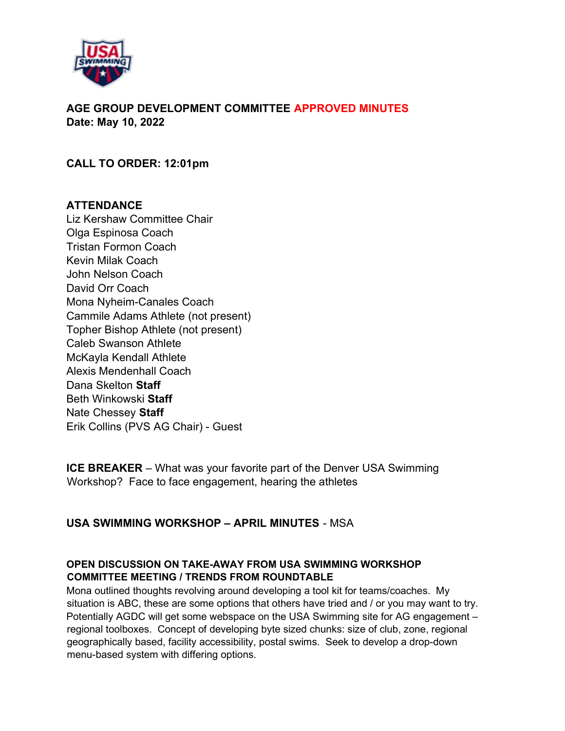# AGE GROUP DEVELOPMENT COMMITTEE APPROVED MINUTES

**Date: May 10, 2022**

**CALL TO ORDER: 12:01pm**

## ATTENDANCE

Liz Kershaw Committee Chair
Olga Espinosa Coach
Tristan Formon Coach
Kevin Milak Coach
John Nelson Coach
David Orr Coach
Mona Nyheim-Canales Coach
Cammile Adams Athlete (not present)
Topher Bishop Athlete (not present)
Caleb Swanson Athlete
McKayla Kendall Athlete
Alexis Mendenhall Coach
Dana Skelton **Staff**
Beth Winkowski **Staff**
Nate Chessey **Staff**
Erik Collins (PVS AG Chair) - Guest

**ICE BREAKER** – What was your favorite part of the Denver USA Swimming Workshop? Face to face engagement, hearing the athletes

**USA SWIMMING WORKSHOP – APRIL MINUTES** - MSA

**OPEN DISCUSSION ON TAKE-AWAY FROM USA SWIMMING WORKSHOP COMMITTEE MEETING / TRENDS FROM ROUNDTABLE**

Mona outlined thoughts revolving around developing a tool kit for teams/coaches. My situation is ABC, these are some options that others have tried and / or you may want to try. Potentially AGDC will get some webspace on the USA Swimming site for AG engagement – regional toolboxes. Concept of developing byte sized chunks: size of club, zone, regional geographically based, facility accessibility, postal swims. Seek to develop a drop-down menu-based system with differing options.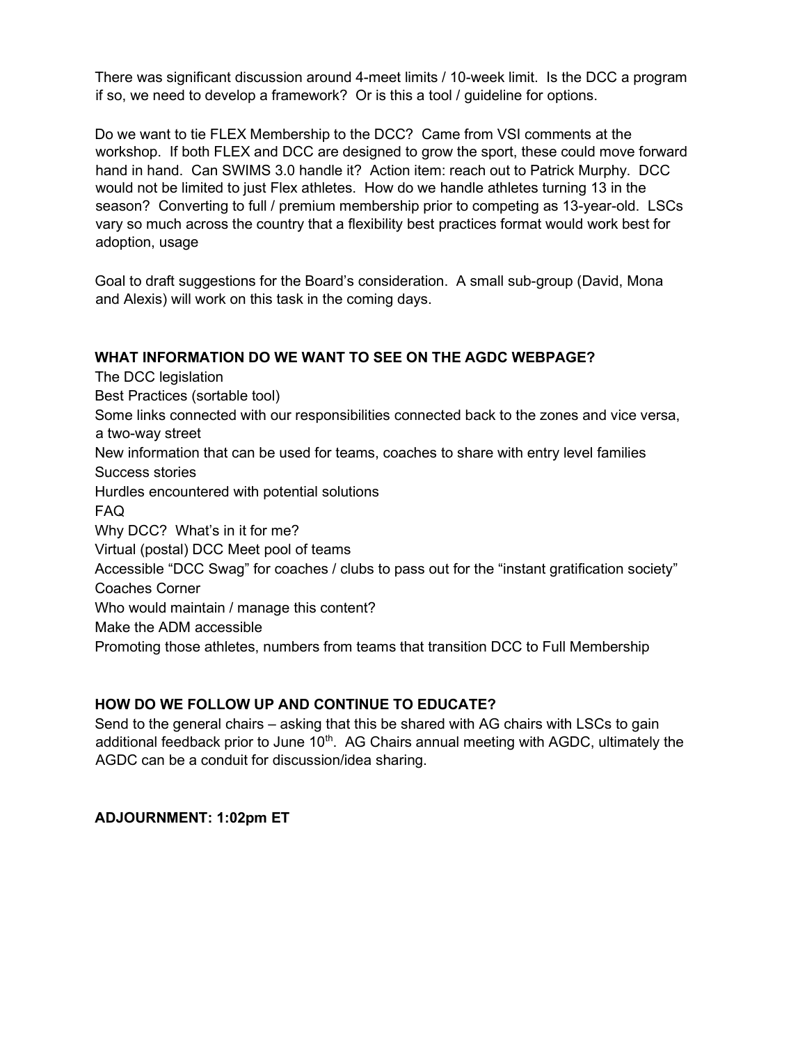There was significant discussion around 4-meet limits / 10-week limit. Is the DCC a program if so, we need to develop a framework? Or is this a tool / guideline for options.

Do we want to tie FLEX Membership to the DCC? Came from VSI comments at the workshop. If both FLEX and DCC are designed to grow the sport, these could move forward hand in hand. Can SWIMS 3.0 handle it? Action item: reach out to Patrick Murphy. DCC would not be limited to just Flex athletes. How do we handle athletes turning 13 in the season? Converting to full / premium membership prior to competing as 13-year-old. LSCs vary so much across the country that a flexibility best practices format would work best for adoption, usage

Goal to draft suggestions for the Board's consideration. A small sub-group (David, Mona and Alexis) will work on this task in the coming days.

**WHAT INFORMATION DO WE WANT TO SEE ON THE AGDC WEBPAGE?**

The DCC legislation
Best Practices (sortable tool)
Some links connected with our responsibilities connected back to the zones and vice versa, a two-way street
New information that can be used for teams, coaches to share with entry level families
Success stories
Hurdles encountered with potential solutions
FAQ
Why DCC? What's in it for me?
Virtual (postal) DCC Meet pool of teams
Accessible "DCC Swag" for coaches / clubs to pass out for the "instant gratification society"
Coaches Corner
Who would maintain / manage this content?
Make the ADM accessible
Promoting those athletes, numbers from teams that transition DCC to Full Membership

**HOW DO WE FOLLOW UP AND CONTINUE TO EDUCATE?**

Send to the general chairs – asking that this be shared with AG chairs with LSCs to gain additional feedback prior to June 10th. AG Chairs annual meeting with AGDC, ultimately the AGDC can be a conduit for discussion/idea sharing.

**ADJOURNMENT: 1:02pm ET**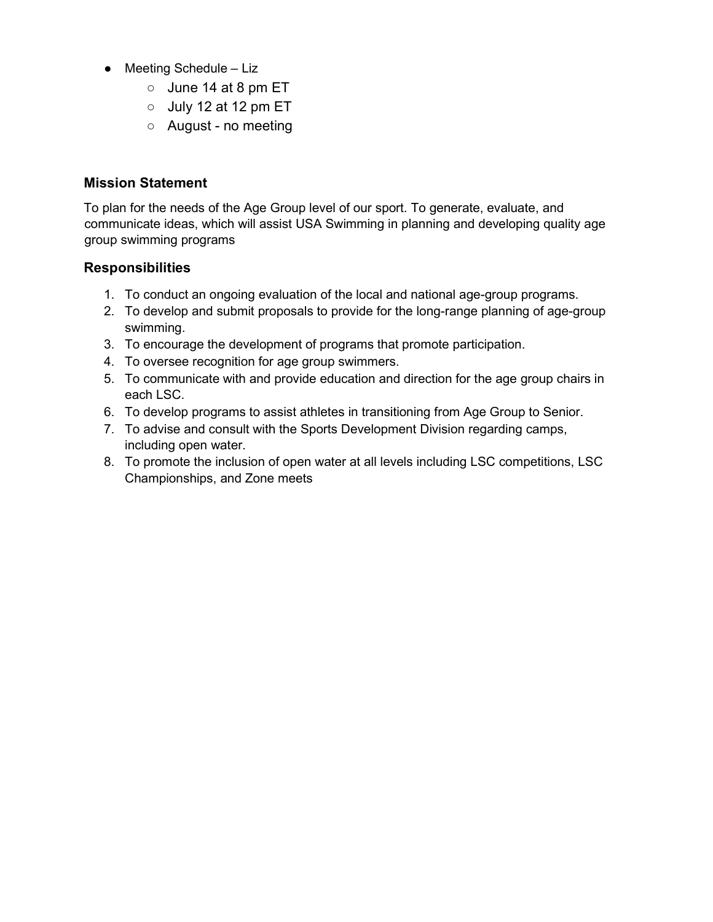- Meeting Schedule – Liz
  - June 14 at 8 pm ET
  - July 12 at 12 pm ET
  - August - no meeting

### Mission Statement

To plan for the needs of the Age Group level of our sport. To generate, evaluate, and communicate ideas, which will assist USA Swimming in planning and developing quality age group swimming programs

### Responsibilities

1. To conduct an ongoing evaluation of the local and national age-group programs.
2. To develop and submit proposals to provide for the long-range planning of age-group swimming.
3. To encourage the development of programs that promote participation.
4. To oversee recognition for age group swimmers.
5. To communicate with and provide education and direction for the age group chairs in each LSC.
6. To develop programs to assist athletes in transitioning from Age Group to Senior.
7. To advise and consult with the Sports Development Division regarding camps, including open water.
8. To promote the inclusion of open water at all levels including LSC competitions, LSC Championships, and Zone meets